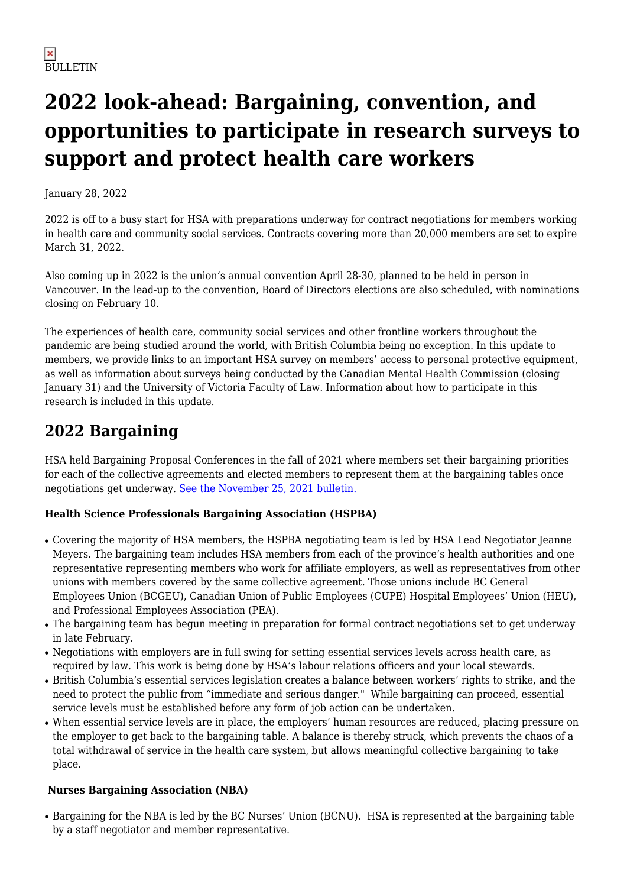BULLETIN

# 2022 look-ahead: Bargaining, convention, and opportunities to participate in research surveys to support and protect health care workers

January 28, 2022

2022 is off to a busy start for HSA with preparations underway for contract negotiations for members working in health care and community social services. Contracts covering more than 20,000 members are set to expire March 31, 2022.

Also coming up in 2022 is the union's annual convention April 28-30, planned to be held in person in Vancouver. In the lead-up to the convention, Board of Directors elections are also scheduled, with nominations closing on February 10.

The experiences of health care, community social services and other frontline workers throughout the pandemic are being studied around the world, with British Columbia being no exception. In this update to members, we provide links to an important HSA survey on members' access to personal protective equipment, as well as information about surveys being conducted by the Canadian Mental Health Commission (closing January 31) and the University of Victoria Faculty of Law. Information about how to participate in this research is included in this update.

## 2022 Bargaining

HSA held Bargaining Proposal Conferences in the fall of 2021 where members set their bargaining priorities for each of the collective agreements and elected members to represent them at the bargaining tables once negotiations get underway. [See the November 25, 2021 bulletin.]

**Health Science Professionals Bargaining Association (HSPBA)**

- Covering the majority of HSA members, the HSPBA negotiating team is led by HSA Lead Negotiator Jeanne Meyers. The bargaining team includes HSA members from each of the province's health authorities and one representative representing members who work for affiliate employers, as well as representatives from other unions with members covered by the same collective agreement. Those unions include BC General Employees Union (BCGEU), Canadian Union of Public Employees (CUPE) Hospital Employees' Union (HEU), and Professional Employees Association (PEA).
- The bargaining team has begun meeting in preparation for formal contract negotiations set to get underway in late February.
- Negotiations with employers are in full swing for setting essential services levels across health care, as required by law. This work is being done by HSA's labour relations officers and your local stewards.
- British Columbia's essential services legislation creates a balance between workers' rights to strike, and the need to protect the public from "immediate and serious danger." While bargaining can proceed, essential service levels must be established before any form of job action can be undertaken.
- When essential service levels are in place, the employers' human resources are reduced, placing pressure on the employer to get back to the bargaining table. A balance is thereby struck, which prevents the chaos of a total withdrawal of service in the health care system, but allows meaningful collective bargaining to take place.

**Nurses Bargaining Association (NBA)**

- Bargaining for the NBA is led by the BC Nurses' Union (BCNU). HSA is represented at the bargaining table by a staff negotiator and member representative.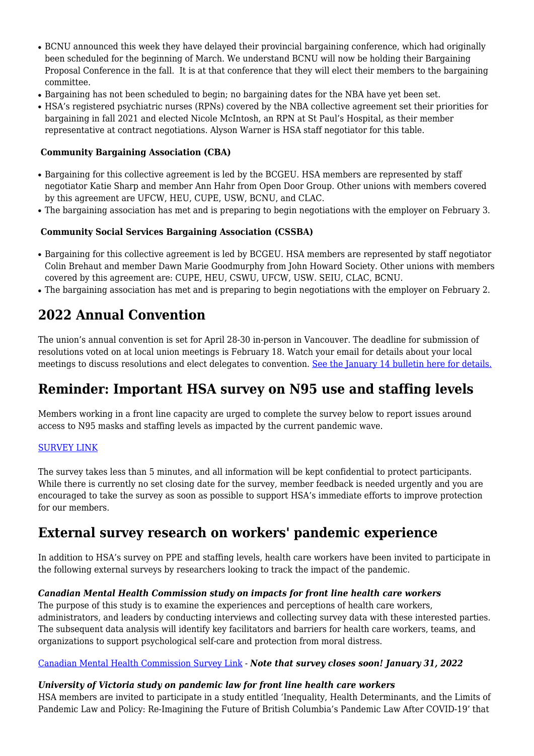- BCNU announced this week they have delayed their provincial bargaining conference, which had originally been scheduled for the beginning of March. We understand BCNU will now be holding their Bargaining Proposal Conference in the fall. It is at that conference that they will elect their members to the bargaining committee.
- Bargaining has not been scheduled to begin; no bargaining dates for the NBA have yet been set.
- HSA's registered psychiatric nurses (RPNs) covered by the NBA collective agreement set their priorities for bargaining in fall 2021 and elected Nicole McIntosh, an RPN at St Paul's Hospital, as their member representative at contract negotiations. Alyson Warner is HSA staff negotiator for this table.

**Community Bargaining Association (CBA)**

- Bargaining for this collective agreement is led by the BCGEU. HSA members are represented by staff negotiator Katie Sharp and member Ann Hahr from Open Door Group. Other unions with members covered by this agreement are UFCW, HEU, CUPE, USW, BCNU, and CLAC.
- The bargaining association has met and is preparing to begin negotiations with the employer on February 3.

**Community Social Services Bargaining Association (CSSBA)**

- Bargaining for this collective agreement is led by BCGEU. HSA members are represented by staff negotiator Colin Brehaut and member Dawn Marie Goodmurphy from John Howard Society. Other unions with members covered by this agreement are: CUPE, HEU, CSWU, UFCW, USW. SEIU, CLAC, BCNU.
- The bargaining association has met and is preparing to begin negotiations with the employer on February 2.

## 2022 Annual Convention

The union's annual convention is set for April 28-30 in-person in Vancouver. The deadline for submission of resolutions voted on at local union meetings is February 18. Watch your email for details about your local meetings to discuss resolutions and elect delegates to convention. See the January 14 bulletin here for details.

## Reminder: Important HSA survey on N95 use and staffing levels

Members working in a front line capacity are urged to complete the survey below to report issues around access to N95 masks and staffing levels as impacted by the current pandemic wave.

SURVEY LINK

The survey takes less than 5 minutes, and all information will be kept confidential to protect participants. While there is currently no set closing date for the survey, member feedback is needed urgently and you are encouraged to take the survey as soon as possible to support HSA's immediate efforts to improve protection for our members.

## External survey research on workers' pandemic experience

In addition to HSA's survey on PPE and staffing levels, health care workers have been invited to participate in the following external surveys by researchers looking to track the impact of the pandemic.

***Canadian Mental Health Commission study on impacts for front line health care workers***
The purpose of this study is to examine the experiences and perceptions of health care workers, administrators, and leaders by conducting interviews and collecting survey data with these interested parties. The subsequent data analysis will identify key facilitators and barriers for health care workers, teams, and organizations to support psychological self-care and protection from moral distress.

Canadian Mental Health Commission Survey Link - ***Note that survey closes soon! January 31, 2022***

***University of Victoria study on pandemic law for front line health care workers***
HSA members are invited to participate in a study entitled 'Inequality, Health Determinants, and the Limits of Pandemic Law and Policy: Re-Imagining the Future of British Columbia's Pandemic Law After COVID-19' that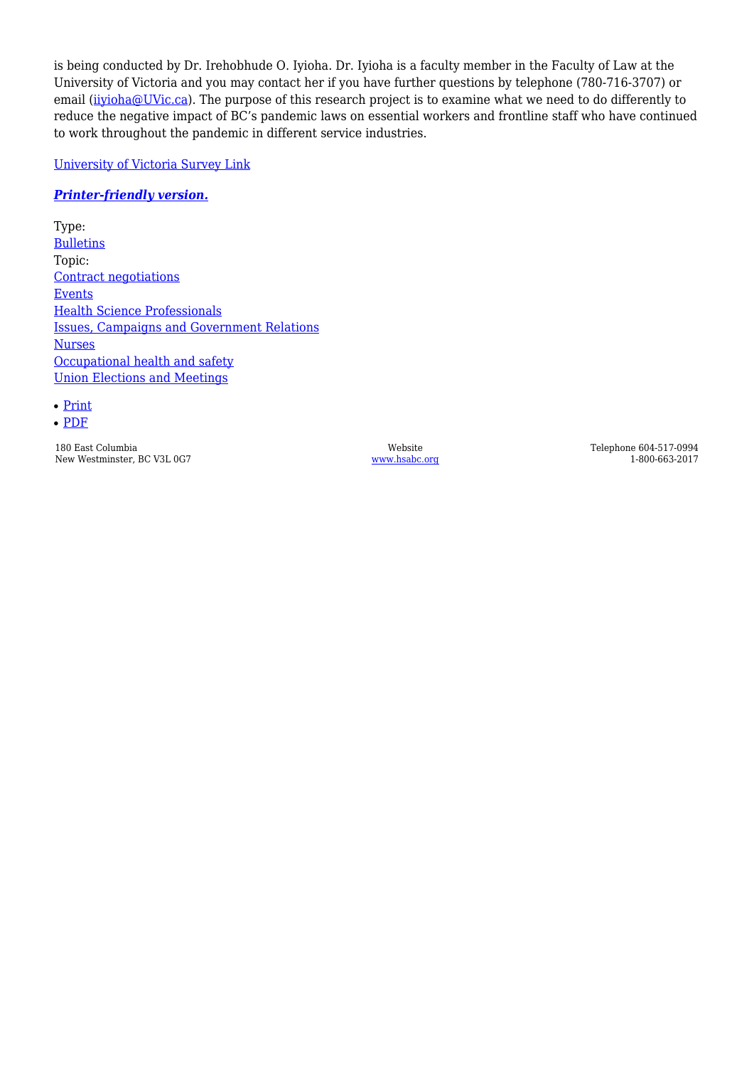is being conducted by Dr. Irehobhude O. Iyioha. Dr. Iyioha is a faculty member in the Faculty of Law at the University of Victoria and you may contact her if you have further questions by telephone (780-716-3707) or email (iiyioha@UVic.ca). The purpose of this research project is to examine what we need to do differently to reduce the negative impact of BC's pandemic laws on essential workers and frontline staff who have continued to work throughout the pandemic in different service industries.

University of Victoria Survey Link

***Printer-friendly version.***

Type:
Bulletins
Topic:
Contract negotiations
Events
Health Science Professionals
Issues, Campaigns and Government Relations
Nurses
Occupational health and safety
Union Elections and Meetings

- Print
- PDF

180 East Columbia
New Westminster, BC V3L 0G7

Website
www.hsabc.org

Telephone 604-517-0994
1-800-663-2017